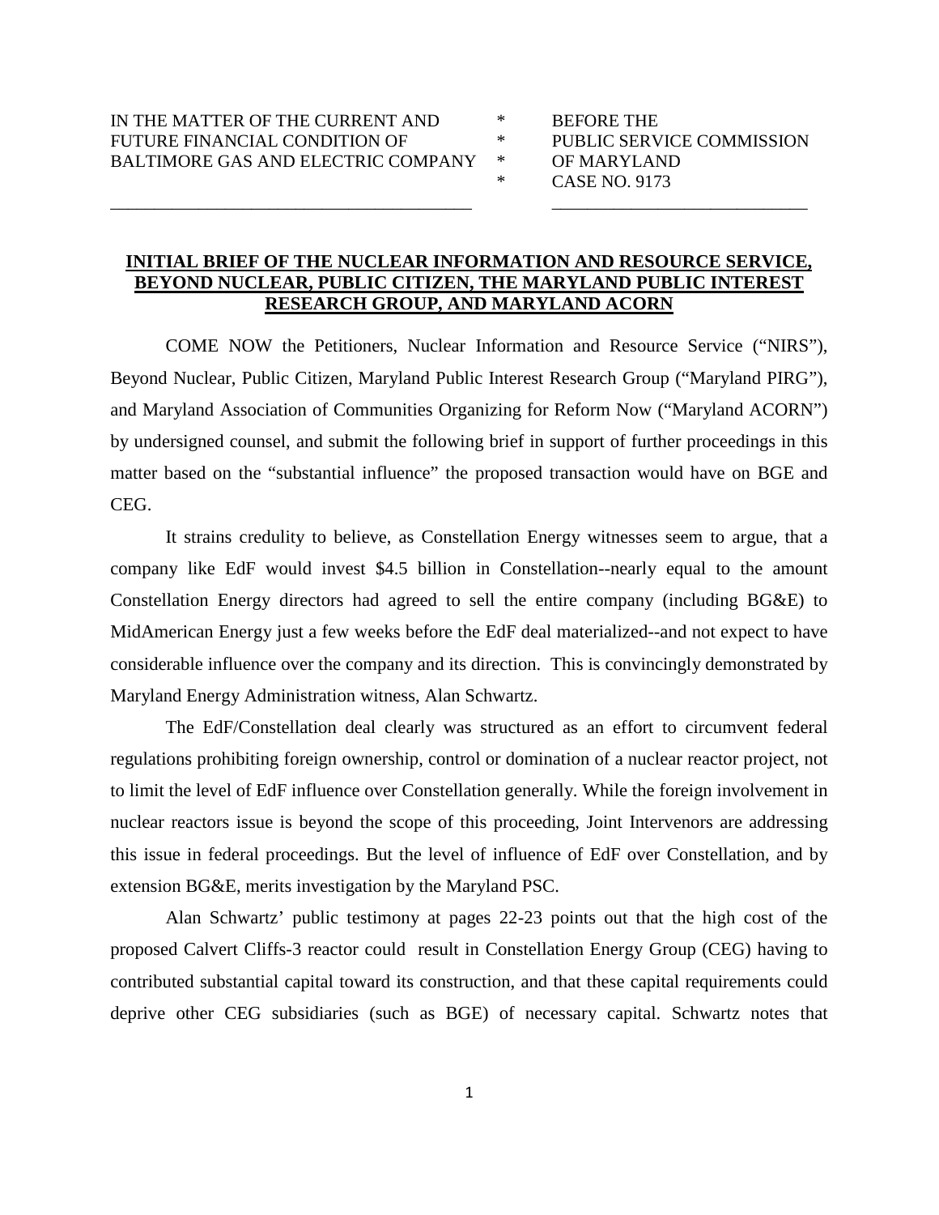IN THE MATTER OF THE CURRENT AND FUTURE FINANCIAL CONDITION OF BALTIMORE GAS AND ELECTRIC COMPANY

\* BEFORE THE PUBLIC SERVICE COMMISSION OF MARYLAND

\* CASE NO. 9173

---

**INITIAL BRIEF OF THE NUCLEAR INFORMATION AND RESOURCE SERVICE, BEYOND NUCLEAR, PUBLIC CITIZEN, THE MARYLAND PUBLIC INTEREST RESEARCH GROUP, AND MARYLAND ACORN**

COME NOW the Petitioners, Nuclear Information and Resource Service ("NIRS"), Beyond Nuclear, Public Citizen, Maryland Public Interest Research Group ("Maryland PIRG"), and Maryland Association of Communities Organizing for Reform Now ("Maryland ACORN") by undersigned counsel, and submit the following brief in support of further proceedings in this matter based on the "substantial influence" the proposed transaction would have on BGE and CEG.

It strains credulity to believe, as Constellation Energy witnesses seem to argue, that a company like EdF would invest $4.5 billion in Constellation--nearly equal to the amount Constellation Energy directors had agreed to sell the entire company (including BG&E) to MidAmerican Energy just a few weeks before the EdF deal materialized--and not expect to have considerable influence over the company and its direction. This is convincingly demonstrated by Maryland Energy Administration witness, Alan Schwartz.

The EdF/Constellation deal clearly was structured as an effort to circumvent federal regulations prohibiting foreign ownership, control or domination of a nuclear reactor project, not to limit the level of EdF influence over Constellation generally. While the foreign involvement in nuclear reactors issue is beyond the scope of this proceeding, Joint Intervenors are addressing this issue in federal proceedings. But the level of influence of EdF over Constellation, and by extension BG&E, merits investigation by the Maryland PSC.

Alan Schwartz' public testimony at pages 22-23 points out that the high cost of the proposed Calvert Cliffs-3 reactor could result in Constellation Energy Group (CEG) having to contributed substantial capital toward its construction, and that these capital requirements could deprive other CEG subsidiaries (such as BGE) of necessary capital. Schwartz notes that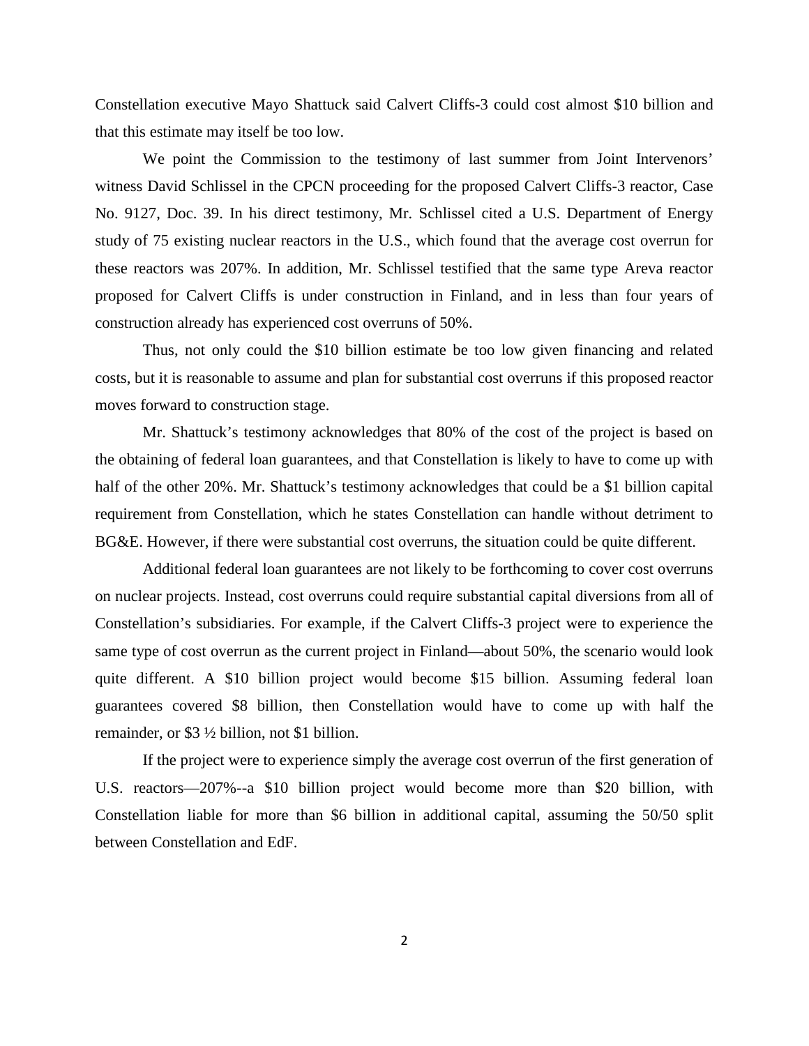Constellation executive Mayo Shattuck said Calvert Cliffs-3 could cost almost $10 billion and that this estimate may itself be too low.

We point the Commission to the testimony of last summer from Joint Intervenors' witness David Schlissel in the CPCN proceeding for the proposed Calvert Cliffs-3 reactor, Case No. 9127, Doc. 39. In his direct testimony, Mr. Schlissel cited a U.S. Department of Energy study of 75 existing nuclear reactors in the U.S., which found that the average cost overrun for these reactors was 207%. In addition, Mr. Schlissel testified that the same type Areva reactor proposed for Calvert Cliffs is under construction in Finland, and in less than four years of construction already has experienced cost overruns of 50%.

Thus, not only could the $10 billion estimate be too low given financing and related costs, but it is reasonable to assume and plan for substantial cost overruns if this proposed reactor moves forward to construction stage.

Mr. Shattuck's testimony acknowledges that 80% of the cost of the project is based on the obtaining of federal loan guarantees, and that Constellation is likely to have to come up with half of the other 20%. Mr. Shattuck's testimony acknowledges that could be a $1 billion capital requirement from Constellation, which he states Constellation can handle without detriment to BG&E. However, if there were substantial cost overruns, the situation could be quite different.

Additional federal loan guarantees are not likely to be forthcoming to cover cost overruns on nuclear projects. Instead, cost overruns could require substantial capital diversions from all of Constellation's subsidiaries. For example, if the Calvert Cliffs-3 project were to experience the same type of cost overrun as the current project in Finland—about 50%, the scenario would look quite different. A $10 billion project would become $15 billion. Assuming federal loan guarantees covered $8 billion, then Constellation would have to come up with half the remainder, or $3 ½ billion, not $1 billion.

If the project were to experience simply the average cost overrun of the first generation of U.S. reactors—207%--a $10 billion project would become more than $20 billion, with Constellation liable for more than $6 billion in additional capital, assuming the 50/50 split between Constellation and EdF.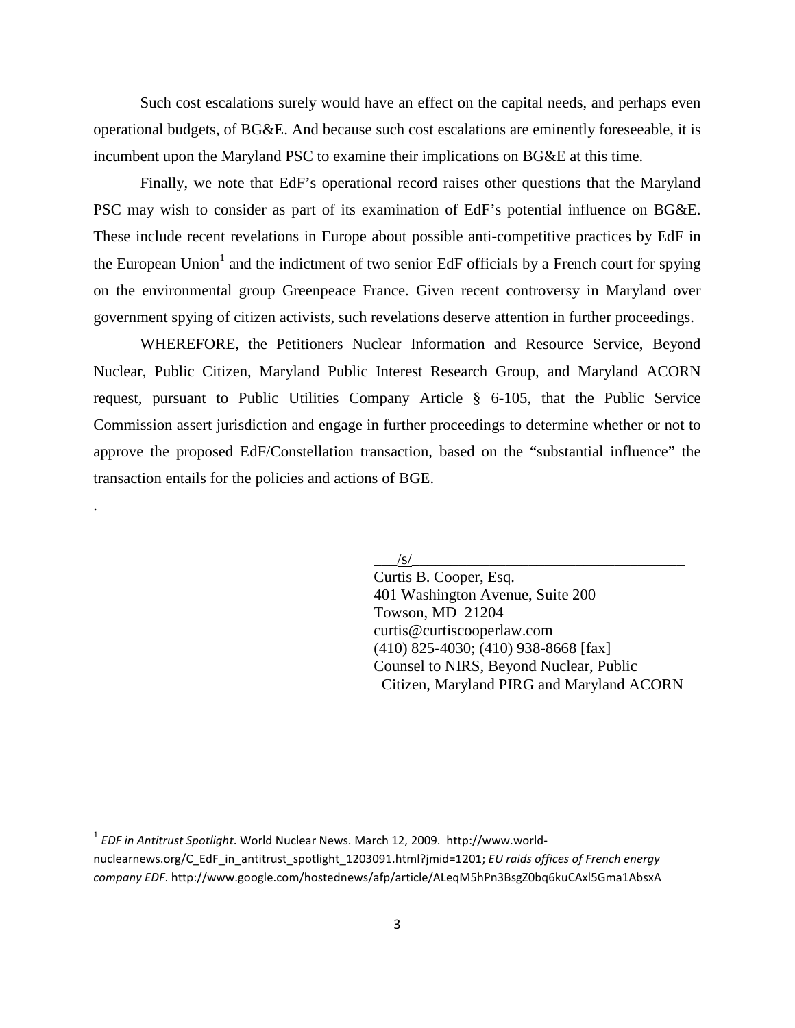Such cost escalations surely would have an effect on the capital needs, and perhaps even operational budgets, of BG&E. And because such cost escalations are eminently foreseeable, it is incumbent upon the Maryland PSC to examine their implications on BG&E at this time.

Finally, we note that EdF's operational record raises other questions that the Maryland PSC may wish to consider as part of its examination of EdF's potential influence on BG&E. These include recent revelations in Europe about possible anti-competitive practices by EdF in the European Union[1] and the indictment of two senior EdF officials by a French court for spying on the environmental group Greenpeace France. Given recent controversy in Maryland over government spying of citizen activists, such revelations deserve attention in further proceedings.

WHEREFORE, the Petitioners Nuclear Information and Resource Service, Beyond Nuclear, Public Citizen, Maryland Public Interest Research Group, and Maryland ACORN request, pursuant to Public Utilities Company Article § 6-105, that the Public Service Commission assert jurisdiction and engage in further proceedings to determine whether or not to approve the proposed EdF/Constellation transaction, based on the "substantial influence" the transaction entails for the policies and actions of BGE.

.

___/s/___________________________________
Curtis B. Cooper, Esq.
401 Washington Avenue, Suite 200
Towson, MD 21204
curtis@curtiscooperlaw.com
(410) 825-4030; (410) 938-8668 [fax]
Counsel to NIRS, Beyond Nuclear, Public Citizen, Maryland PIRG and Maryland ACORN

---

[1] *EDF in Antitrust Spotlight*. World Nuclear News. March 12, 2009. http://www.world-nuclearnews.org/C_EdF_in_antitrust_spotlight_1203091.html?jmid=1201; *EU raids offices of French energy company EDF*. http://www.google.com/hostednews/afp/article/ALeqM5hPn3BsgZ0bq6kuCAxl5Gma1AbsxA